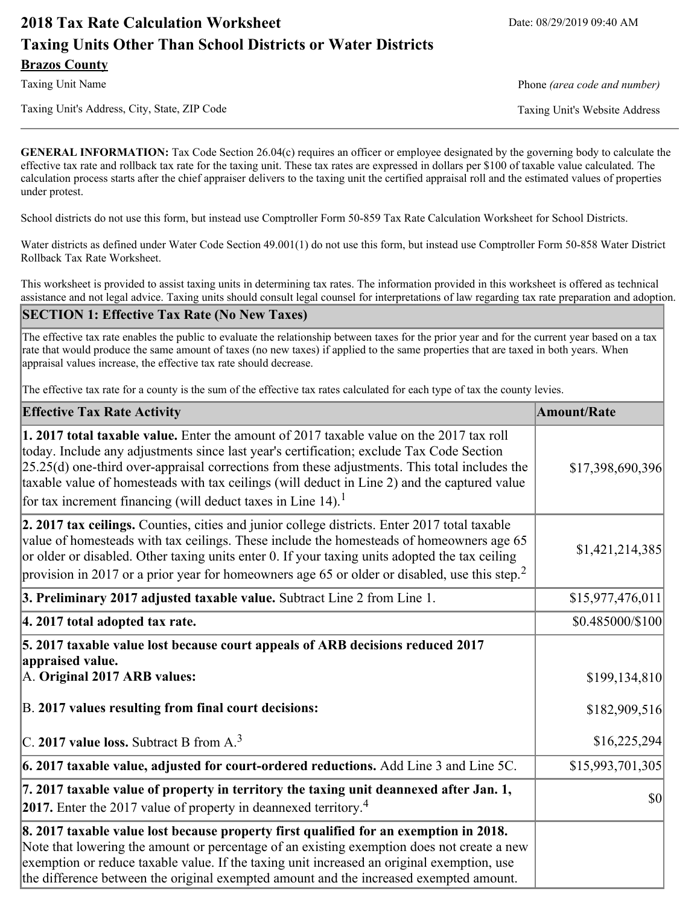# 2018 Tax Rate Calculation Worksheet

Date: 08/29/2019 09:40 AM

## Taxing Units Other Than School Districts or Water Districts

**Brazos County**

Taxing Unit Name

Phone *(area code and number)*

Taxing Unit's Address, City, State, ZIP Code

Taxing Unit's Website Address

**GENERAL INFORMATION:** Tax Code Section 26.04(c) requires an officer or employee designated by the governing body to calculate the effective tax rate and rollback tax rate for the taxing unit. These tax rates are expressed in dollars per $100 of taxable value calculated. The calculation process starts after the chief appraiser delivers to the taxing unit the certified appraisal roll and the estimated values of properties under protest.

School districts do not use this form, but instead use Comptroller Form 50-859 Tax Rate Calculation Worksheet for School Districts.

Water districts as defined under Water Code Section 49.001(1) do not use this form, but instead use Comptroller Form 50-858 Water District Rollback Tax Rate Worksheet.

This worksheet is provided to assist taxing units in determining tax rates. The information provided in this worksheet is offered as technical assistance and not legal advice. Taxing units should consult legal counsel for interpretations of law regarding tax rate preparation and adoption.

### SECTION 1: Effective Tax Rate (No New Taxes)

The effective tax rate enables the public to evaluate the relationship between taxes for the prior year and for the current year based on a tax rate that would produce the same amount of taxes (no new taxes) if applied to the same properties that are taxed in both years. When appraisal values increase, the effective tax rate should decrease.

The effective tax rate for a county is the sum of the effective tax rates calculated for each type of tax the county levies.

| Effective Tax Rate Activity | Amount/Rate |
|---|---|
| **1. 2017 total taxable value.** Enter the amount of 2017 taxable value on the 2017 tax roll today. Include any adjustments since last year's certification; exclude Tax Code Section 25.25(d) one-third over-appraisal corrections from these adjustments. This total includes the taxable value of homesteads with tax ceilings (will deduct in Line 2) and the captured value for tax increment financing (will deduct taxes in Line 14).[1] | $17,398,690,396 |
| **2. 2017 tax ceilings.** Counties, cities and junior college districts. Enter 2017 total taxable value of homesteads with tax ceilings. These include the homesteads of homeowners age 65 or older or disabled. Other taxing units enter 0. If your taxing units adopted the tax ceiling provision in 2017 or a prior year for homeowners age 65 or older or disabled, use this step.[2] | $1,421,214,385 |
| **3. Preliminary 2017 adjusted taxable value.** Subtract Line 2 from Line 1. | $15,977,476,011 |
| **4. 2017 total adopted tax rate.** | $0.485000/$100 |
| **5. 2017 taxable value lost because court appeals of ARB decisions reduced 2017 appraised value.** | |
| A. **Original 2017 ARB values:** | $199,134,810 |
| B. **2017 values resulting from final court decisions:** | $182,909,516 |
| C. **2017 value loss.** Subtract B from A.[3] | $16,225,294 |
| **6. 2017 taxable value, adjusted for court-ordered reductions.** Add Line 3 and Line 5C. | $15,993,701,305 |
| **7. 2017 taxable value of property in territory the taxing unit deannexed after Jan. 1, 2017.** Enter the 2017 value of property in deannexed territory.[4] | $0 |
| **8. 2017 taxable value lost because property first qualified for an exemption in 2018.** Note that lowering the amount or percentage of an existing exemption does not create a new exemption or reduce taxable value. If the taxing unit increased an original exemption, use the difference between the original exempted amount and the increased exempted amount. | |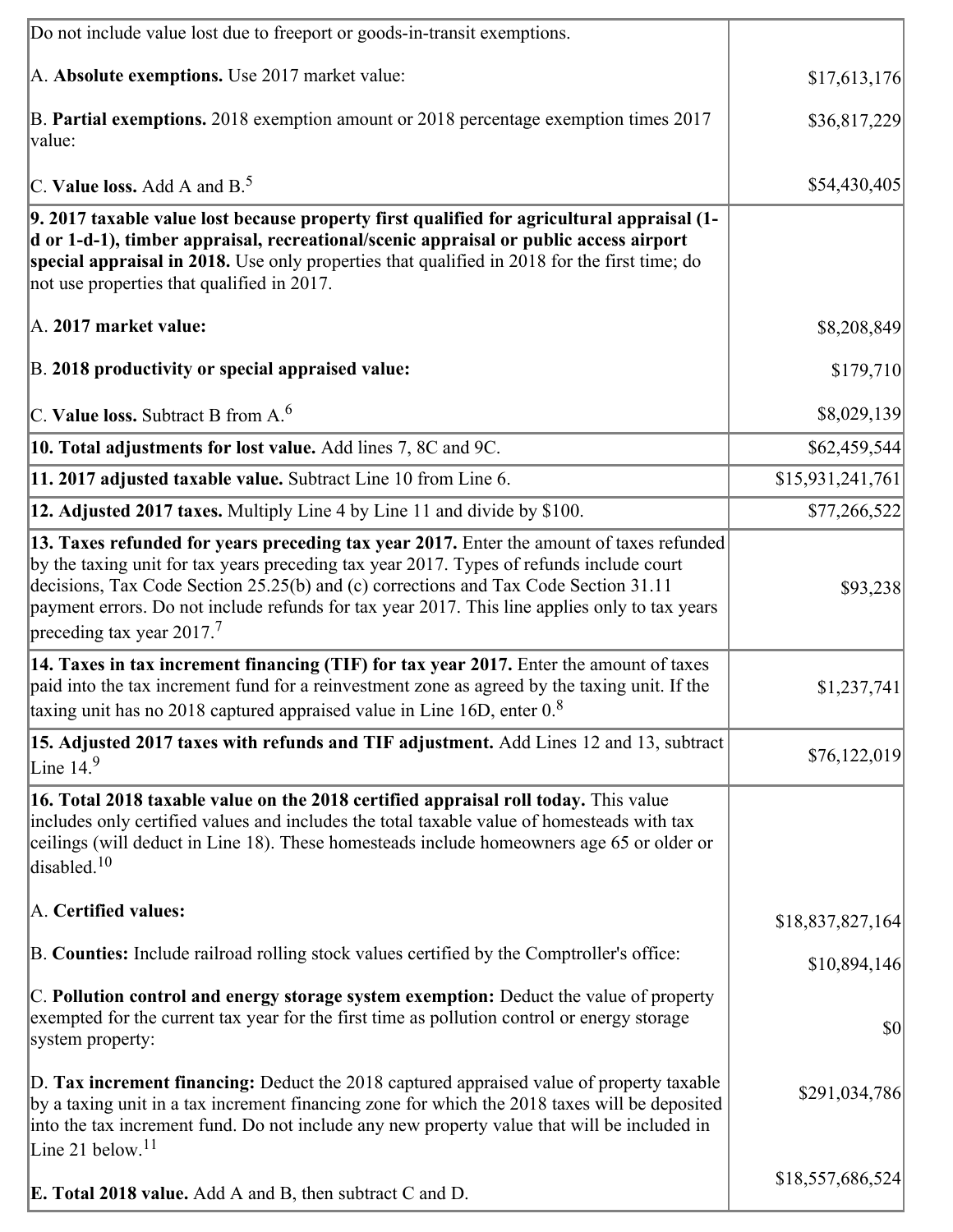| | |
|---|---|
| Do not include value lost due to freeport or goods-in-transit exemptions.<br><br>A. **Absolute exemptions.** Use 2017 market value:<br><br>B. **Partial exemptions.** 2018 exemption amount or 2018 percentage exemption times 2017 value:<br><br>C. **Value loss.** Add A and B.[5] | <br><br>$17,613,176<br><br>$36,817,229<br><br>$54,430,405 |
| **9. 2017 taxable value lost because property first qualified for agricultural appraisal (1-d or 1-d-1), timber appraisal, recreational/scenic appraisal or public access airport special appraisal in 2018.** Use only properties that qualified in 2018 for the first time; do not use properties that qualified in 2017.<br><br>A. **2017 market value:**<br><br>B. **2018 productivity or special appraised value:**<br><br>C. **Value loss.** Subtract B from A.[6] | <br><br><br><br>$8,208,849<br><br>$179,710<br><br>$8,029,139 |
| **10. Total adjustments for lost value.** Add lines 7, 8C and 9C. | $62,459,544 |
| **11. 2017 adjusted taxable value.** Subtract Line 10 from Line 6. | $15,931,241,761 |
| **12. Adjusted 2017 taxes.** Multiply Line 4 by Line 11 and divide by $100. | $77,266,522 |
| **13. Taxes refunded for years preceding tax year 2017.** Enter the amount of taxes refunded by the taxing unit for tax years preceding tax year 2017. Types of refunds include court decisions, Tax Code Section 25.25(b) and (c) corrections and Tax Code Section 31.11 payment errors. Do not include refunds for tax year 2017. This line applies only to tax years preceding tax year 2017.[7] | $93,238 |
| **14. Taxes in tax increment financing (TIF) for tax year 2017.** Enter the amount of taxes paid into the tax increment fund for a reinvestment zone as agreed by the taxing unit. If the taxing unit has no 2018 captured appraised value in Line 16D, enter 0.[8] | $1,237,741 |
| **15. Adjusted 2017 taxes with refunds and TIF adjustment.** Add Lines 12 and 13, subtract Line 14.[9] | $76,122,019 |
| **16. Total 2018 taxable value on the 2018 certified appraisal roll today.** This value includes only certified values and includes the total taxable value of homesteads with tax ceilings (will deduct in Line 18). These homesteads include homeowners age 65 or older or disabled.[10]<br><br>A. **Certified values:**<br><br>B. **Counties:** Include railroad rolling stock values certified by the Comptroller's office:<br><br>C. **Pollution control and energy storage system exemption:** Deduct the value of property exempted for the current tax year for the first time as pollution control or energy storage system property:<br><br>D. **Tax increment financing:** Deduct the 2018 captured appraised value of property taxable by a taxing unit in a tax increment financing zone for which the 2018 taxes will be deposited into the tax increment fund. Do not include any new property value that will be included in Line 21 below.[11]<br><br>E. **Total 2018 value.** Add A and B, then subtract C and D. | <br><br><br><br>$18,837,827,164<br><br>$10,894,146<br><br>$0<br><br>$291,034,786<br><br>$18,557,686,524 |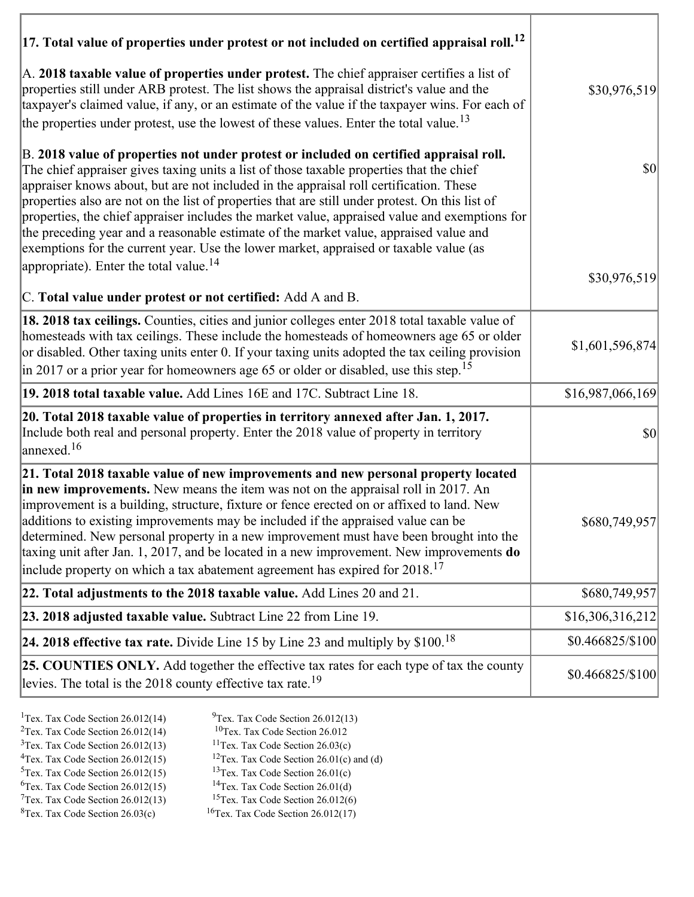| | |
|---|---|
| **17. Total value of properties under protest or not included on certified appraisal roll.**[12] | |
| A. **2018 taxable value of properties under protest.** The chief appraiser certifies a list of properties still under ARB protest. The list shows the appraisal district's value and the taxpayer's claimed value, if any, or an estimate of the value if the taxpayer wins. For each of the properties under protest, use the lowest of these values. Enter the total value.[13] | $30,976,519 |
| B. **2018 value of properties not under protest or included on certified appraisal roll.** The chief appraiser gives taxing units a list of those taxable properties that the chief appraiser knows about, but are not included in the appraisal roll certification. These properties also are not on the list of properties that are still under protest. On this list of properties, the chief appraiser includes the market value, appraised value and exemptions for the preceding year and a reasonable estimate of the market value, appraised value and exemptions for the current year. Use the lower market, appraised or taxable value (as appropriate). Enter the total value.[14] | $0 |
| C. **Total value under protest or not certified:** Add A and B. | $30,976,519 |
| **18. 2018 tax ceilings.** Counties, cities and junior colleges enter 2018 total taxable value of homesteads with tax ceilings. These include the homesteads of homeowners age 65 or older or disabled. Other taxing units enter 0. If your taxing units adopted the tax ceiling provision in 2017 or a prior year for homeowners age 65 or older or disabled, use this step.[15] | $1,601,596,874 |
| **19. 2018 total taxable value.** Add Lines 16E and 17C. Subtract Line 18. | $16,987,066,169 |
| **20. Total 2018 taxable value of properties in territory annexed after Jan. 1, 2017.** Include both real and personal property. Enter the 2018 value of property in territory annexed.[16] | $0 |
| **21. Total 2018 taxable value of new improvements and new personal property located in new improvements.** New means the item was not on the appraisal roll in 2017. An improvement is a building, structure, fixture or fence erected on or affixed to land. New additions to existing improvements may be included if the appraised value can be determined. New personal property in a new improvement must have been brought into the taxing unit after Jan. 1, 2017, and be located in a new improvement. New improvements **do** include property on which a tax abatement agreement has expired for 2018.[17] | $680,749,957 |
| **22. Total adjustments to the 2018 taxable value.** Add Lines 20 and 21. | $680,749,957 |
| **23. 2018 adjusted taxable value.** Subtract Line 22 from Line 19. | $16,306,316,212 |
| **24. 2018 effective tax rate.** Divide Line 15 by Line 23 and multiply by $100.[18] | $0.466825/$100 |
| **25. COUNTIES ONLY.** Add together the effective tax rates for each type of tax the county levies. The total is the 2018 county effective tax rate.[19] | $0.466825/$100 |

[1]Tex. Tax Code Section 26.012(14)
[2]Tex. Tax Code Section 26.012(14)
[3]Tex. Tax Code Section 26.012(13)
[4]Tex. Tax Code Section 26.012(15)
[5]Tex. Tax Code Section 26.012(15)
[6]Tex. Tax Code Section 26.012(15)
[7]Tex. Tax Code Section 26.012(13)
[8]Tex. Tax Code Section 26.03(c)
[9]Tex. Tax Code Section 26.012(13)
[10]Tex. Tax Code Section 26.012
[11]Tex. Tax Code Section 26.03(c)
[12]Tex. Tax Code Section 26.01(c) and (d)
[13]Tex. Tax Code Section 26.01(c)
[14]Tex. Tax Code Section 26.01(d)
[15]Tex. Tax Code Section 26.012(6)
[16]Tex. Tax Code Section 26.012(17)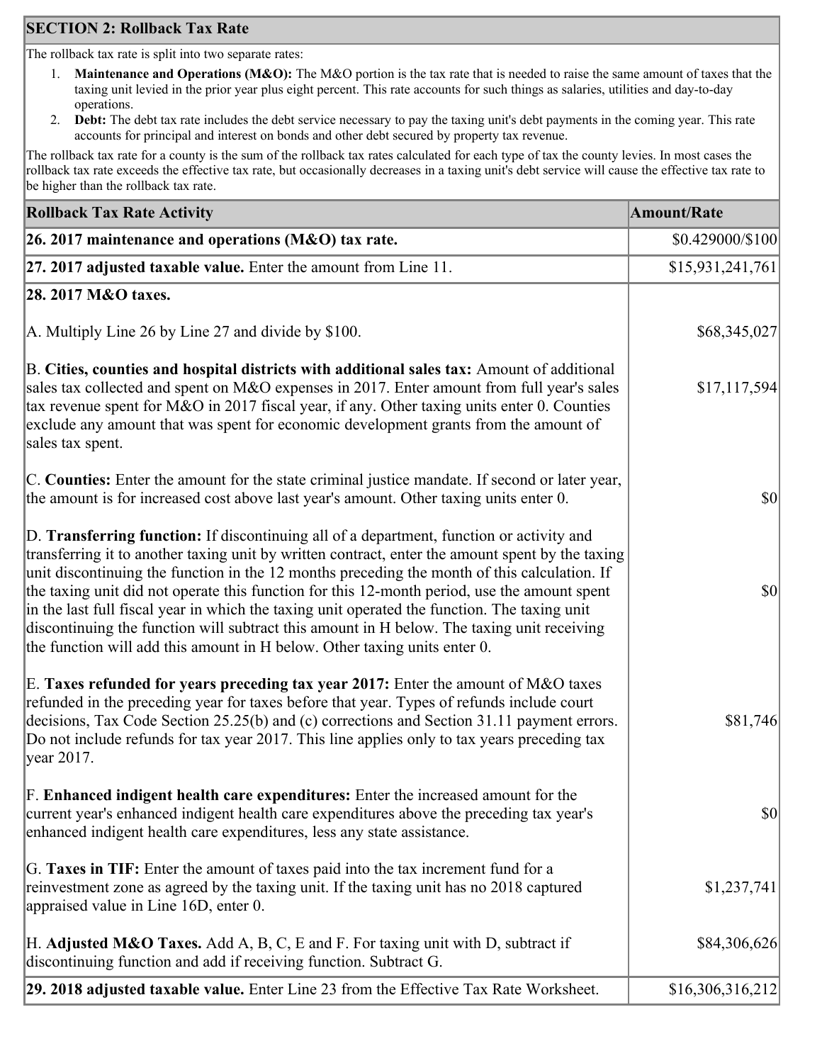## SECTION 2: Rollback Tax Rate

The rollback tax rate is split into two separate rates:

1. **Maintenance and Operations (M&O):** The M&O portion is the tax rate that is needed to raise the same amount of taxes that the taxing unit levied in the prior year plus eight percent. This rate accounts for such things as salaries, utilities and day-to-day operations.
2. **Debt:** The debt tax rate includes the debt service necessary to pay the taxing unit's debt payments in the coming year. This rate accounts for principal and interest on bonds and other debt secured by property tax revenue.

The rollback tax rate for a county is the sum of the rollback tax rates calculated for each type of tax the county levies. In most cases the rollback tax rate exceeds the effective tax rate, but occasionally decreases in a taxing unit's debt service will cause the effective tax rate to be higher than the rollback tax rate.

| Rollback Tax Rate Activity | Amount/Rate |
|---|---|
| **26. 2017 maintenance and operations (M&O) tax rate.** | $0.429000/$100 |
| **27. 2017 adjusted taxable value.** Enter the amount from Line 11. | $15,931,241,761 |
| **28. 2017 M&O taxes.** | |
| A. Multiply Line 26 by Line 27 and divide by $100. | $68,345,027 |
| B. **Cities, counties and hospital districts with additional sales tax:** Amount of additional sales tax collected and spent on M&O expenses in 2017. Enter amount from full year's sales tax revenue spent for M&O in 2017 fiscal year, if any. Other taxing units enter 0. Counties exclude any amount that was spent for economic development grants from the amount of sales tax spent. | $17,117,594 |
| C. **Counties:** Enter the amount for the state criminal justice mandate. If second or later year, the amount is for increased cost above last year's amount. Other taxing units enter 0. | $0 |
| D. **Transferring function:** If discontinuing all of a department, function or activity and transferring it to another taxing unit by written contract, enter the amount spent by the taxing unit discontinuing the function in the 12 months preceding the month of this calculation. If the taxing unit did not operate this function for this 12-month period, use the amount spent in the last full fiscal year in which the taxing unit operated the function. The taxing unit discontinuing the function will subtract this amount in H below. The taxing unit receiving the function will add this amount in H below. Other taxing units enter 0. | $0 |
| E. **Taxes refunded for years preceding tax year 2017:** Enter the amount of M&O taxes refunded in the preceding year for taxes before that year. Types of refunds include court decisions, Tax Code Section 25.25(b) and (c) corrections and Section 31.11 payment errors. Do not include refunds for tax year 2017. This line applies only to tax years preceding tax year 2017. | $81,746 |
| F. **Enhanced indigent health care expenditures:** Enter the increased amount for the current year's enhanced indigent health care expenditures above the preceding tax year's enhanced indigent health care expenditures, less any state assistance. | $0 |
| G. **Taxes in TIF:** Enter the amount of taxes paid into the tax increment fund for a reinvestment zone as agreed by the taxing unit. If the taxing unit has no 2018 captured appraised value in Line 16D, enter 0. | $1,237,741 |
| H. **Adjusted M&O Taxes.** Add A, B, C, E and F. For taxing unit with D, subtract if discontinuing function and add if receiving function. Subtract G. | $84,306,626 |
| **29. 2018 adjusted taxable value.** Enter Line 23 from the Effective Tax Rate Worksheet. | $16,306,316,212 |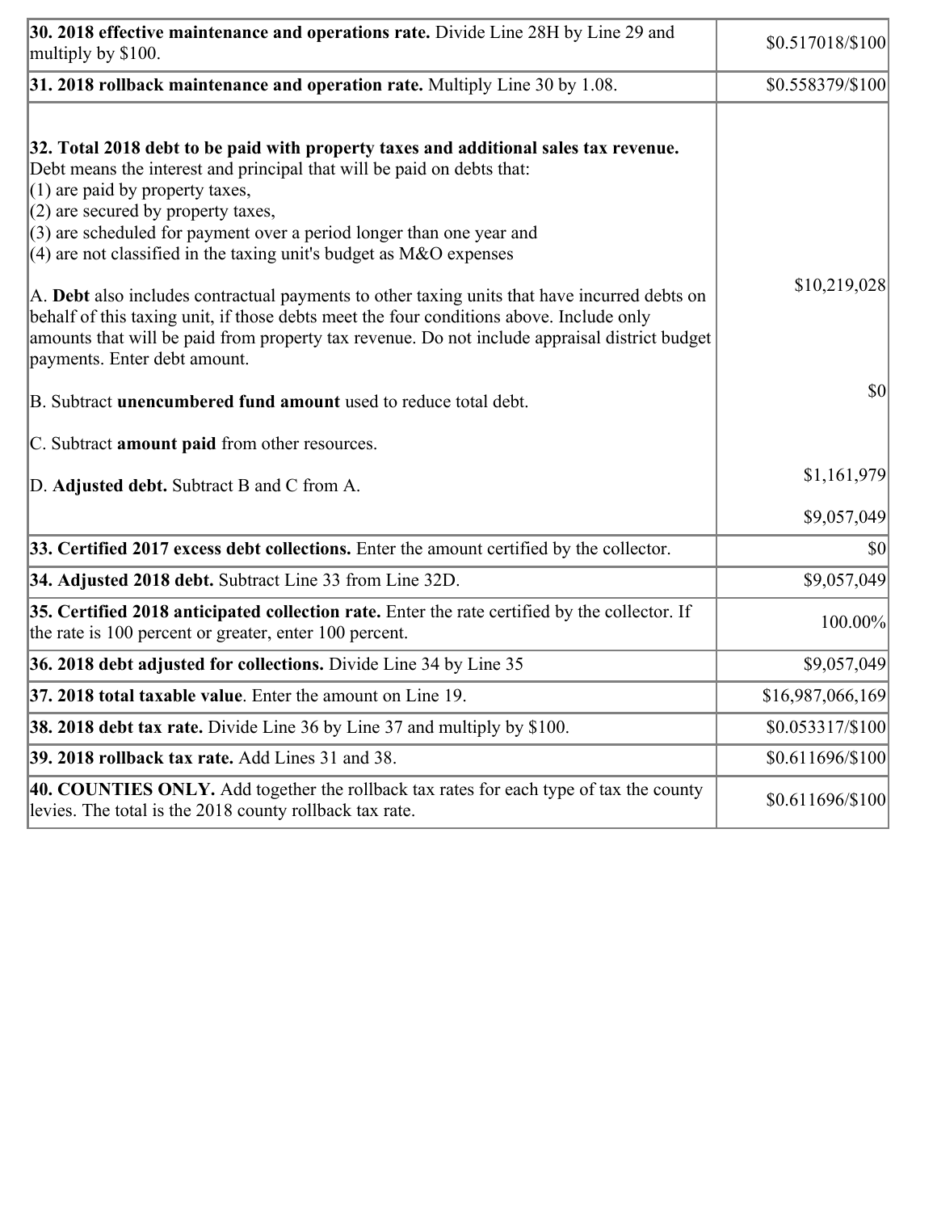| | |
|---|---|
| **30. 2018 effective maintenance and operations rate.** Divide Line 28H by Line 29 and multiply by \$100. | \$0.517018/\$100 |
| **31. 2018 rollback maintenance and operation rate.** Multiply Line 30 by 1.08. | \$0.558379/\$100 |
| **32. Total 2018 debt to be paid with property taxes and additional sales tax revenue.** Debt means the interest and principal that will be paid on debts that:<br>(1) are paid by property taxes,<br>(2) are secured by property taxes,<br>(3) are scheduled for payment over a period longer than one year and<br>(4) are not classified in the taxing unit's budget as M&O expenses<br><br>A. **Debt** also includes contractual payments to other taxing units that have incurred debts on behalf of this taxing unit, if those debts meet the four conditions above. Include only amounts that will be paid from property tax revenue. Do not include appraisal district budget payments. Enter debt amount.<br><br>B. Subtract **unencumbered fund amount** used to reduce total debt.<br><br>C. Subtract **amount paid** from other resources.<br><br>D. **Adjusted debt.** Subtract B and C from A. | \$10,219,028<br><br>\$0<br><br>\$1,161,979<br><br>\$9,057,049 |
| **33. Certified 2017 excess debt collections.** Enter the amount certified by the collector. | \$0 |
| **34. Adjusted 2018 debt.** Subtract Line 33 from Line 32D. | \$9,057,049 |
| **35. Certified 2018 anticipated collection rate.** Enter the rate certified by the collector. If the rate is 100 percent or greater, enter 100 percent. | 100.00% |
| **36. 2018 debt adjusted for collections.** Divide Line 34 by Line 35 | \$9,057,049 |
| **37. 2018 total taxable value**. Enter the amount on Line 19. | \$16,987,066,169 |
| **38. 2018 debt tax rate.** Divide Line 36 by Line 37 and multiply by \$100. | \$0.053317/\$100 |
| **39. 2018 rollback tax rate.** Add Lines 31 and 38. | \$0.611696/\$100 |
| **40. COUNTIES ONLY.** Add together the rollback tax rates for each type of tax the county levies. The total is the 2018 county rollback tax rate. | \$0.611696/\$100 |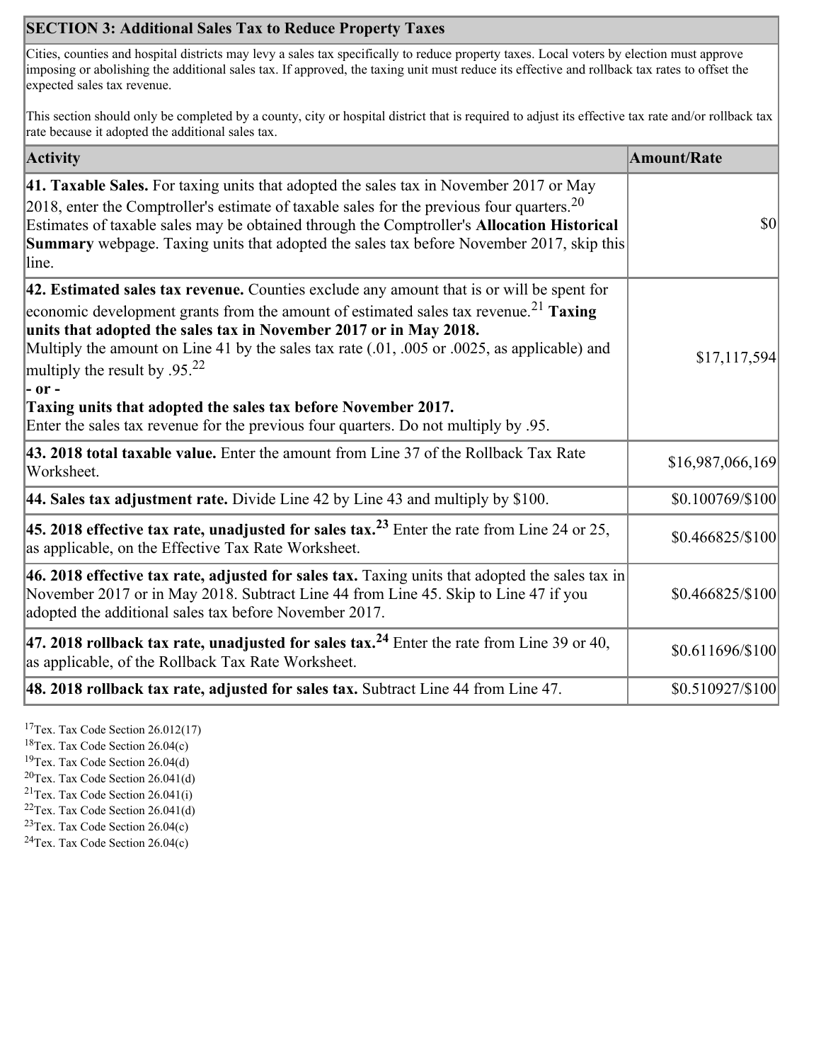## SECTION 3: Additional Sales Tax to Reduce Property Taxes

Cities, counties and hospital districts may levy a sales tax specifically to reduce property taxes. Local voters by election must approve imposing or abolishing the additional sales tax. If approved, the taxing unit must reduce its effective and rollback tax rates to offset the expected sales tax revenue.

This section should only be completed by a county, city or hospital district that is required to adjust its effective tax rate and/or rollback tax rate because it adopted the additional sales tax.

| Activity | Amount/Rate |
|---|---|
| **41. Taxable Sales.** For taxing units that adopted the sales tax in November 2017 or May 2018, enter the Comptroller's estimate of taxable sales for the previous four quarters.[20] Estimates of taxable sales may be obtained through the Comptroller's **Allocation Historical Summary** webpage. Taxing units that adopted the sales tax before November 2017, skip this line. | $0 |
| **42. Estimated sales tax revenue.** Counties exclude any amount that is or will be spent for economic development grants from the amount of estimated sales tax revenue.[21] **Taxing units that adopted the sales tax in November 2017 or in May 2018.** Multiply the amount on Line 41 by the sales tax rate (.01, .005 or .0025, as applicable) and multiply the result by .95.[22] **- or -** **Taxing units that adopted the sales tax before November 2017.** Enter the sales tax revenue for the previous four quarters. Do not multiply by .95. | $17,117,594 |
| **43. 2018 total taxable value.** Enter the amount from Line 37 of the Rollback Tax Rate Worksheet. | $16,987,066,169 |
| **44. Sales tax adjustment rate.** Divide Line 42 by Line 43 and multiply by $100. | $0.100769/$100 |
| **45. 2018 effective tax rate, unadjusted for sales tax.**[23] Enter the rate from Line 24 or 25, as applicable, on the Effective Tax Rate Worksheet. | $0.466825/$100 |
| **46. 2018 effective tax rate, adjusted for sales tax.** Taxing units that adopted the sales tax in November 2017 or in May 2018. Subtract Line 44 from Line 45. Skip to Line 47 if you adopted the additional sales tax before November 2017. | $0.466825/$100 |
| **47. 2018 rollback tax rate, unadjusted for sales tax.**[24] Enter the rate from Line 39 or 40, as applicable, of the Rollback Tax Rate Worksheet. | $0.611696/$100 |
| **48. 2018 rollback tax rate, adjusted for sales tax.** Subtract Line 44 from Line 47. | $0.510927/$100 |

[17]Tex. Tax Code Section 26.012(17)
[18]Tex. Tax Code Section 26.04(c)
[19]Tex. Tax Code Section 26.04(d)
[20]Tex. Tax Code Section 26.041(d)
[21]Tex. Tax Code Section 26.041(i)
[22]Tex. Tax Code Section 26.041(d)
[23]Tex. Tax Code Section 26.04(c)
[24]Tex. Tax Code Section 26.04(c)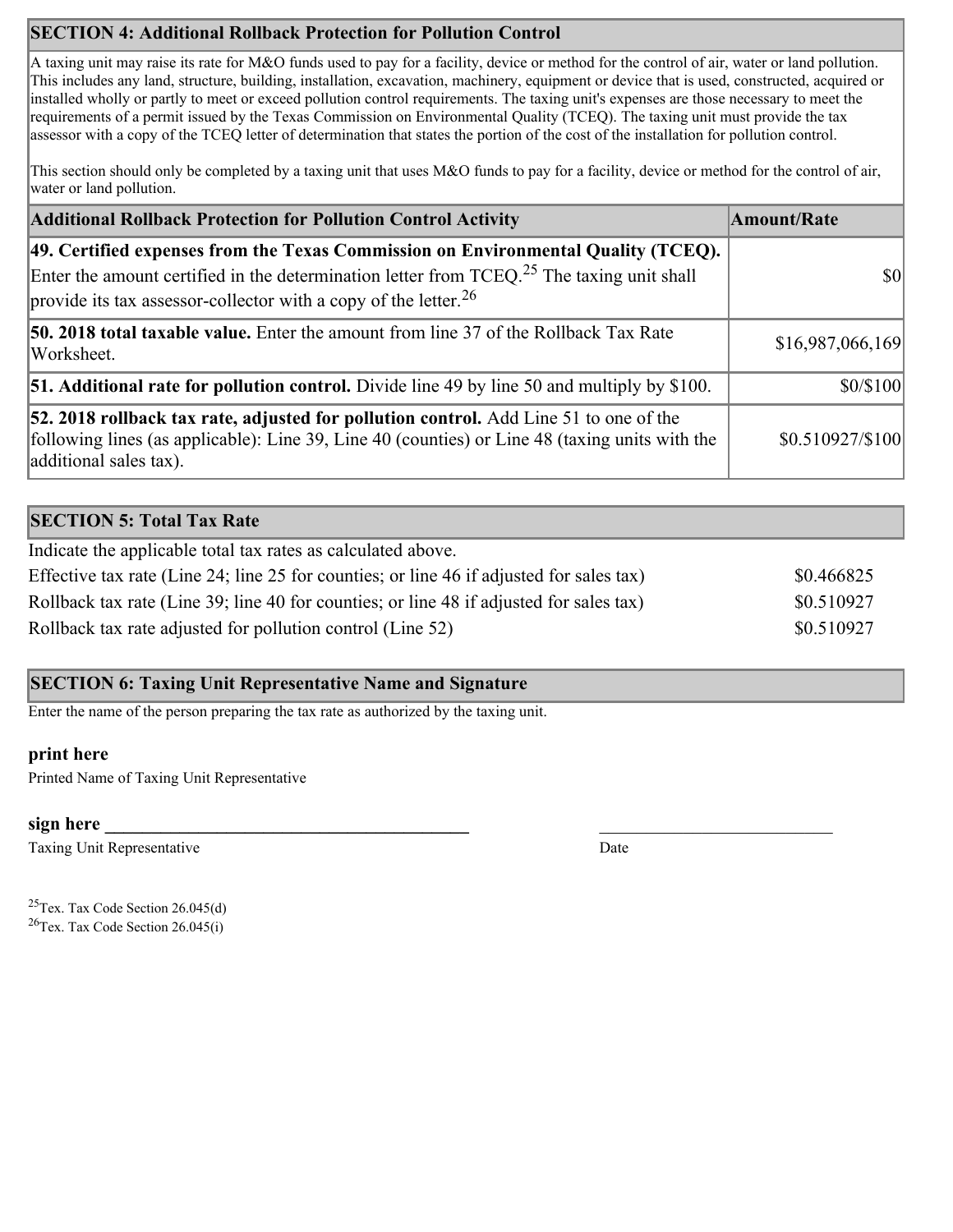## SECTION 4: Additional Rollback Protection for Pollution Control

A taxing unit may raise its rate for M&O funds used to pay for a facility, device or method for the control of air, water or land pollution. This includes any land, structure, building, installation, excavation, machinery, equipment or device that is used, constructed, acquired or installed wholly or partly to meet or exceed pollution control requirements. The taxing unit's expenses are those necessary to meet the requirements of a permit issued by the Texas Commission on Environmental Quality (TCEQ). The taxing unit must provide the tax assessor with a copy of the TCEQ letter of determination that states the portion of the cost of the installation for pollution control.

This section should only be completed by a taxing unit that uses M&O funds to pay for a facility, device or method for the control of air, water or land pollution.

| Additional Rollback Protection for Pollution Control Activity | Amount/Rate |
|---|---|
| **49. Certified expenses from the Texas Commission on Environmental Quality (TCEQ).** Enter the amount certified in the determination letter from TCEQ.[25] The taxing unit shall provide its tax assessor-collector with a copy of the letter.[26] | $0 |
| **50. 2018 total taxable value.** Enter the amount from line 37 of the Rollback Tax Rate Worksheet. | $16,987,066,169 |
| **51. Additional rate for pollution control.** Divide line 49 by line 50 and multiply by $100. | $0/$100 |
| **52. 2018 rollback tax rate, adjusted for pollution control.** Add Line 51 to one of the following lines (as applicable): Line 39, Line 40 (counties) or Line 48 (taxing units with the additional sales tax). | $0.510927/$100 |

## SECTION 5: Total Tax Rate

Indicate the applicable total tax rates as calculated above.

| | |
|---|---|
| Effective tax rate (Line 24; line 25 for counties; or line 46 if adjusted for sales tax) | $0.466825 |
| Rollback tax rate (Line 39; line 40 for counties; or line 48 if adjusted for sales tax) | $0.510927 |
| Rollback tax rate adjusted for pollution control (Line 52) | $0.510927 |

## SECTION 6: Taxing Unit Representative Name and Signature

Enter the name of the person preparing the tax rate as authorized by the taxing unit.

**print here**

Printed Name of Taxing Unit Representative

**sign here** ________________________________________ ____________________________

Taxing Unit Representative Date

[25]Tex. Tax Code Section 26.045(d)
[26]Tex. Tax Code Section 26.045(i)